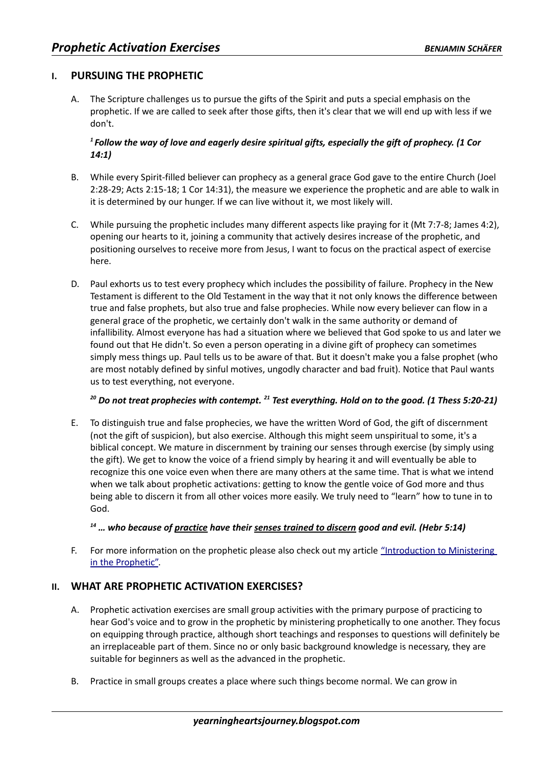# Prophetic Activation Exercises

**BENJAMIN SCHÄFER**

## I. PURSUING THE PROPHETIC

A. The Scripture challenges us to pursue the gifts of the Spirit and puts a special emphasis on the prophetic. If we are called to seek after those gifts, then it's clear that we will end up with less if we don't.

> ***[1] Follow the way of love and eagerly desire spiritual gifts, especially the gift of prophecy. (1 Cor 14:1)***

B. While every Spirit-filled believer can prophecy as a general grace God gave to the entire Church (Joel 2:28-29; Acts 2:15-18; 1 Cor 14:31), the measure we experience the prophetic and are able to walk in it is determined by our hunger. If we can live without it, we most likely will.

C. While pursuing the prophetic includes many different aspects like praying for it (Mt 7:7-8; James 4:2), opening our hearts to it, joining a community that actively desires increase of the prophetic, and positioning ourselves to receive more from Jesus, I want to focus on the practical aspect of exercise here.

D. Paul exhorts us to test every prophecy which includes the possibility of failure. Prophecy in the New Testament is different to the Old Testament in the way that it not only knows the difference between true and false prophets, but also true and false prophecies. While now every believer can flow in a general grace of the prophetic, we certainly don't walk in the same authority or demand of infallibility. Almost everyone has had a situation where we believed that God spoke to us and later we found out that He didn't. So even a person operating in a divine gift of prophecy can sometimes simply mess things up. Paul tells us to be aware of that. But it doesn't make you a false prophet (who are most notably defined by sinful motives, ungodly character and bad fruit). Notice that Paul wants us to test everything, not everyone.

> ***[20] Do not treat prophecies with contempt. [21] Test everything. Hold on to the good. (1 Thess 5:20-21)***

E. To distinguish true and false prophecies, we have the written Word of God, the gift of discernment (not the gift of suspicion), but also exercise. Although this might seem unspiritual to some, it's a biblical concept. We mature in discernment by training our senses through exercise (by simply using the gift). We get to know the voice of a friend simply by hearing it and will eventually be able to recognize this one voice even when there are many others at the same time. That is what we intend when we talk about prophetic activations: getting to know the gentle voice of God more and thus being able to discern it from all other voices more easily. We truly need to "learn" how to tune in to God.

> ***[14] … who because of <u>practice</u> have their <u>senses trained to discern</u> good and evil. (Hebr 5:14)***

F. For more information on the prophetic please also check out my article "Introduction to Ministering in the Prophetic".

## II. WHAT ARE PROPHETIC ACTIVATION EXERCISES?

A. Prophetic activation exercises are small group activities with the primary purpose of practicing to hear God's voice and to grow in the prophetic by ministering prophetically to one another. They focus on equipping through practice, although short teachings and responses to questions will definitely be an irreplaceable part of them. Since no or only basic background knowledge is necessary, they are suitable for beginners as well as the advanced in the prophetic.

B. Practice in small groups creates a place where such things become normal. We can grow in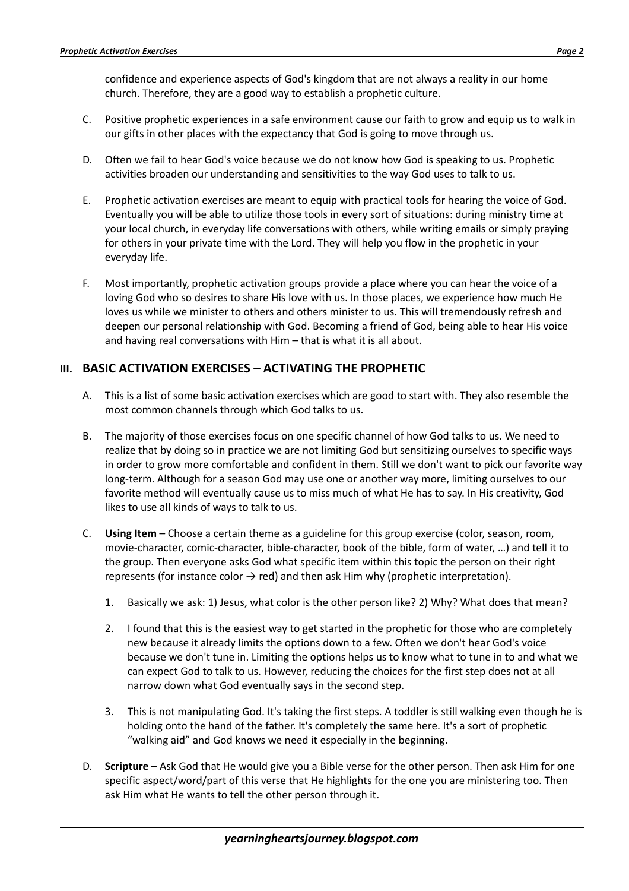confidence and experience aspects of God's kingdom that are not always a reality in our home church. Therefore, they are a good way to establish a prophetic culture.

C. Positive prophetic experiences in a safe environment cause our faith to grow and equip us to walk in our gifts in other places with the expectancy that God is going to move through us.

D. Often we fail to hear God's voice because we do not know how God is speaking to us. Prophetic activities broaden our understanding and sensitivities to the way God uses to talk to us.

E. Prophetic activation exercises are meant to equip with practical tools for hearing the voice of God. Eventually you will be able to utilize those tools in every sort of situations: during ministry time at your local church, in everyday life conversations with others, while writing emails or simply praying for others in your private time with the Lord. They will help you flow in the prophetic in your everyday life.

F. Most importantly, prophetic activation groups provide a place where you can hear the voice of a loving God who so desires to share His love with us. In those places, we experience how much He loves us while we minister to others and others minister to us. This will tremendously refresh and deepen our personal relationship with God. Becoming a friend of God, being able to hear His voice and having real conversations with Him – that is what it is all about.

## III. BASIC ACTIVATION EXERCISES – ACTIVATING THE PROPHETIC

A. This is a list of some basic activation exercises which are good to start with. They also resemble the most common channels through which God talks to us.

B. The majority of those exercises focus on one specific channel of how God talks to us. We need to realize that by doing so in practice we are not limiting God but sensitizing ourselves to specific ways in order to grow more comfortable and confident in them. Still we don't want to pick our favorite way long-term. Although for a season God may use one or another way more, limiting ourselves to our favorite method will eventually cause us to miss much of what He has to say. In His creativity, God likes to use all kinds of ways to talk to us.

C. **Using Item** – Choose a certain theme as a guideline for this group exercise (color, season, room, movie-character, comic-character, bible-character, book of the bible, form of water, …) and tell it to the group. Then everyone asks God what specific item within this topic the person on their right represents (for instance color → red) and then ask Him why (prophetic interpretation).

   1. Basically we ask: 1) Jesus, what color is the other person like? 2) Why? What does that mean?

   2. I found that this is the easiest way to get started in the prophetic for those who are completely new because it already limits the options down to a few. Often we don't hear God's voice because we don't tune in. Limiting the options helps us to know what to tune in to and what we can expect God to talk to us. However, reducing the choices for the first step does not at all narrow down what God eventually says in the second step.

   3. This is not manipulating God. It's taking the first steps. A toddler is still walking even though he is holding onto the hand of the father. It's completely the same here. It's a sort of prophetic "walking aid" and God knows we need it especially in the beginning.

D. **Scripture** – Ask God that He would give you a Bible verse for the other person. Then ask Him for one specific aspect/word/part of this verse that He highlights for the one you are ministering too. Then ask Him what He wants to tell the other person through it.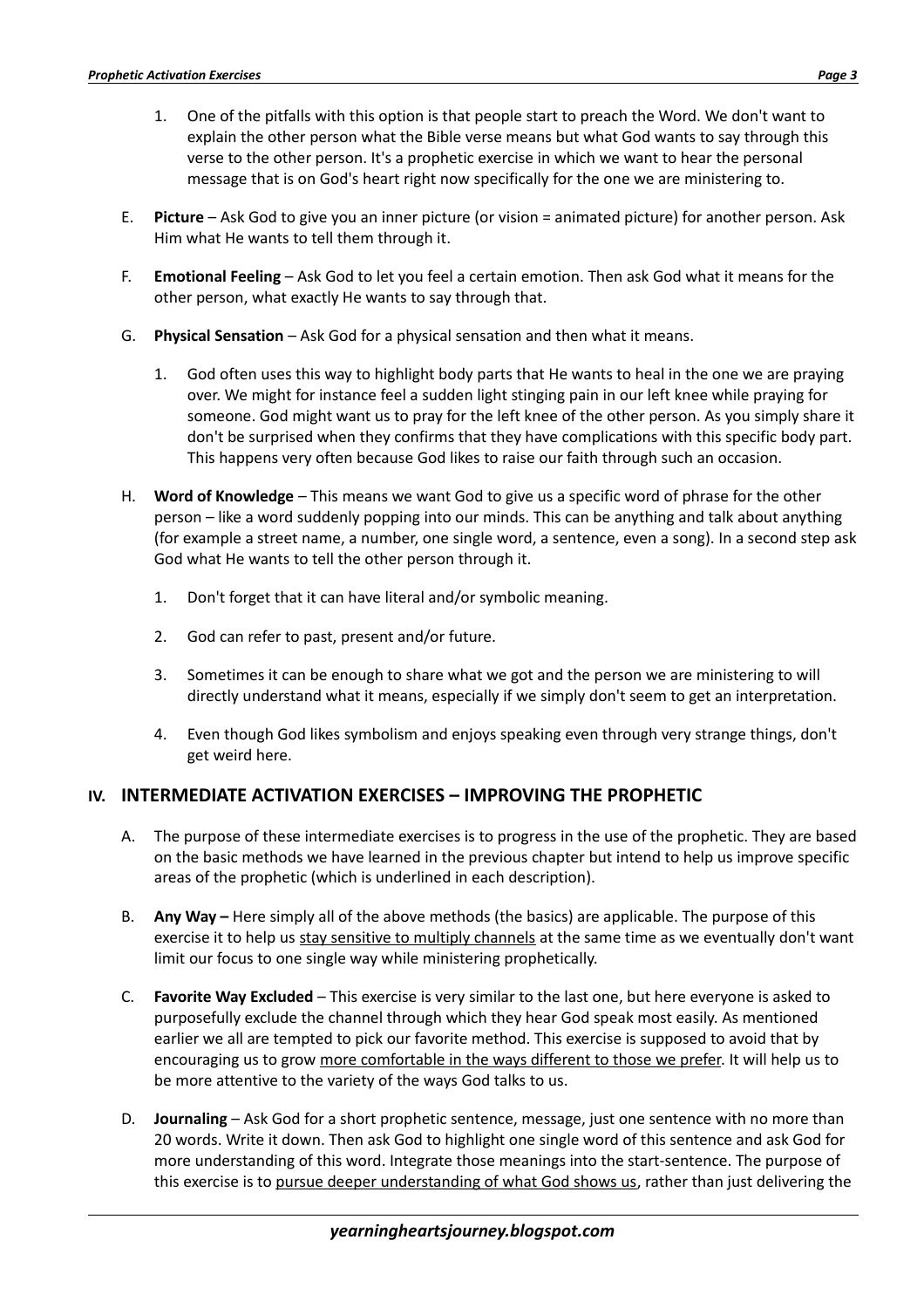1. One of the pitfalls with this option is that people start to preach the Word. We don't want to explain the other person what the Bible verse means but what God wants to say through this verse to the other person. It's a prophetic exercise in which we want to hear the personal message that is on God's heart right now specifically for the one we are ministering to.

E. **Picture** – Ask God to give you an inner picture (or vision = animated picture) for another person. Ask Him what He wants to tell them through it.

F. **Emotional Feeling** – Ask God to let you feel a certain emotion. Then ask God what it means for the other person, what exactly He wants to say through that.

G. **Physical Sensation** – Ask God for a physical sensation and then what it means.

1. God often uses this way to highlight body parts that He wants to heal in the one we are praying over. We might for instance feel a sudden light stinging pain in our left knee while praying for someone. God might want us to pray for the left knee of the other person. As you simply share it don't be surprised when they confirms that they have complications with this specific body part. This happens very often because God likes to raise our faith through such an occasion.

H. **Word of Knowledge** – This means we want God to give us a specific word of phrase for the other person – like a word suddenly popping into our minds. This can be anything and talk about anything (for example a street name, a number, one single word, a sentence, even a song). In a second step ask God what He wants to tell the other person through it.

1. Don't forget that it can have literal and/or symbolic meaning.
2. God can refer to past, present and/or future.
3. Sometimes it can be enough to share what we got and the person we are ministering to will directly understand what it means, especially if we simply don't seem to get an interpretation.
4. Even though God likes symbolism and enjoys speaking even through very strange things, don't get weird here.

## IV. INTERMEDIATE ACTIVATION EXERCISES – IMPROVING THE PROPHETIC

A. The purpose of these intermediate exercises is to progress in the use of the prophetic. They are based on the basic methods we have learned in the previous chapter but intend to help us improve specific areas of the prophetic (which is underlined in each description).

B. **Any Way –** Here simply all of the above methods (the basics) are applicable. The purpose of this exercise it to help us <u>stay sensitive to multiply channels</u> at the same time as we eventually don't want limit our focus to one single way while ministering prophetically.

C. **Favorite Way Excluded** – This exercise is very similar to the last one, but here everyone is asked to purposefully exclude the channel through which they hear God speak most easily. As mentioned earlier we all are tempted to pick our favorite method. This exercise is supposed to avoid that by encouraging us to grow <u>more comfortable in the ways different to those we prefer</u>. It will help us to be more attentive to the variety of the ways God talks to us.

D. **Journaling** – Ask God for a short prophetic sentence, message, just one sentence with no more than 20 words. Write it down. Then ask God to highlight one single word of this sentence and ask God for more understanding of this word. Integrate those meanings into the start-sentence. The purpose of this exercise is to <u>pursue deeper understanding of what God shows us</u>, rather than just delivering the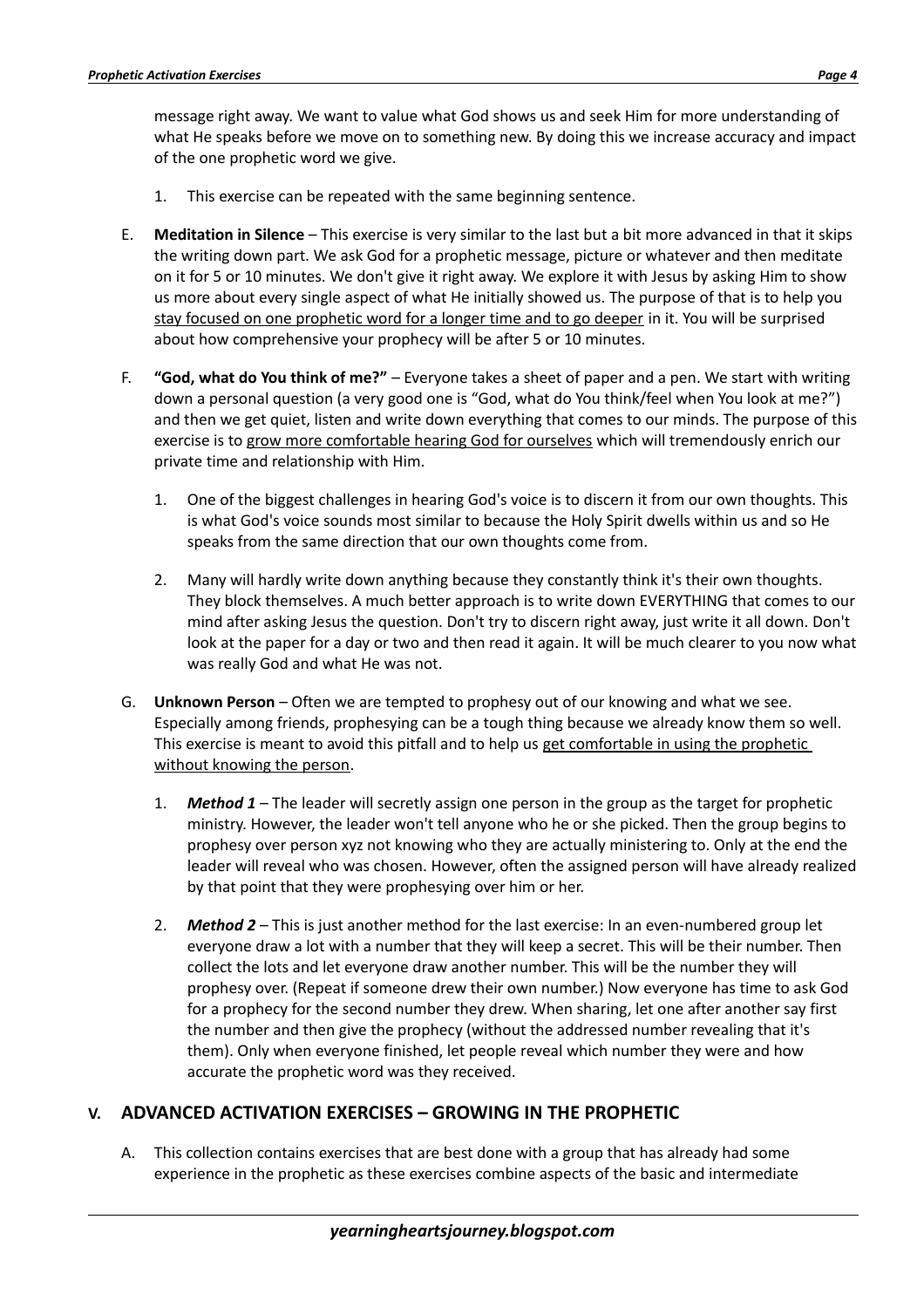message right away. We want to value what God shows us and seek Him for more understanding of what He speaks before we move on to something new. By doing this we increase accuracy and impact of the one prophetic word we give.

1. This exercise can be repeated with the same beginning sentence.

E. **Meditation in Silence** – This exercise is very similar to the last but a bit more advanced in that it skips the writing down part. We ask God for a prophetic message, picture or whatever and then meditate on it for 5 or 10 minutes. We don't give it right away. We explore it with Jesus by asking Him to show us more about every single aspect of what He initially showed us. The purpose of that is to help you <u>stay focused on one prophetic word for a longer time and to go deeper</u> in it. You will be surprised about how comprehensive your prophecy will be after 5 or 10 minutes.

F. **"God, what do You think of me?"** – Everyone takes a sheet of paper and a pen. We start with writing down a personal question (a very good one is "God, what do You think/feel when You look at me?") and then we get quiet, listen and write down everything that comes to our minds. The purpose of this exercise is to <u>grow more comfortable hearing God for ourselves</u> which will tremendously enrich our private time and relationship with Him.

1. One of the biggest challenges in hearing God's voice is to discern it from our own thoughts. This is what God's voice sounds most similar to because the Holy Spirit dwells within us and so He speaks from the same direction that our own thoughts come from.

2. Many will hardly write down anything because they constantly think it's their own thoughts. They block themselves. A much better approach is to write down EVERYTHING that comes to our mind after asking Jesus the question. Don't try to discern right away, just write it all down. Don't look at the paper for a day or two and then read it again. It will be much clearer to you now what was really God and what He was not.

G. **Unknown Person** – Often we are tempted to prophesy out of our knowing and what we see. Especially among friends, prophesying can be a tough thing because we already know them so well. This exercise is meant to avoid this pitfall and to help us <u>get comfortable in using the prophetic without knowing the person</u>.

1. ***Method 1*** – The leader will secretly assign one person in the group as the target for prophetic ministry. However, the leader won't tell anyone who he or she picked. Then the group begins to prophesy over person xyz not knowing who they are actually ministering to. Only at the end the leader will reveal who was chosen. However, often the assigned person will have already realized by that point that they were prophesying over him or her.

2. ***Method 2*** – This is just another method for the last exercise: In an even-numbered group let everyone draw a lot with a number that they will keep a secret. This will be their number. Then collect the lots and let everyone draw another number. This will be the number they will prophesy over. (Repeat if someone drew their own number.) Now everyone has time to ask God for a prophecy for the second number they drew. When sharing, let one after another say first the number and then give the prophecy (without the addressed number revealing that it's them). Only when everyone finished, let people reveal which number they were and how accurate the prophetic word was they received.

## V. ADVANCED ACTIVATION EXERCISES – GROWING IN THE PROPHETIC

A. This collection contains exercises that are best done with a group that has already had some experience in the prophetic as these exercises combine aspects of the basic and intermediate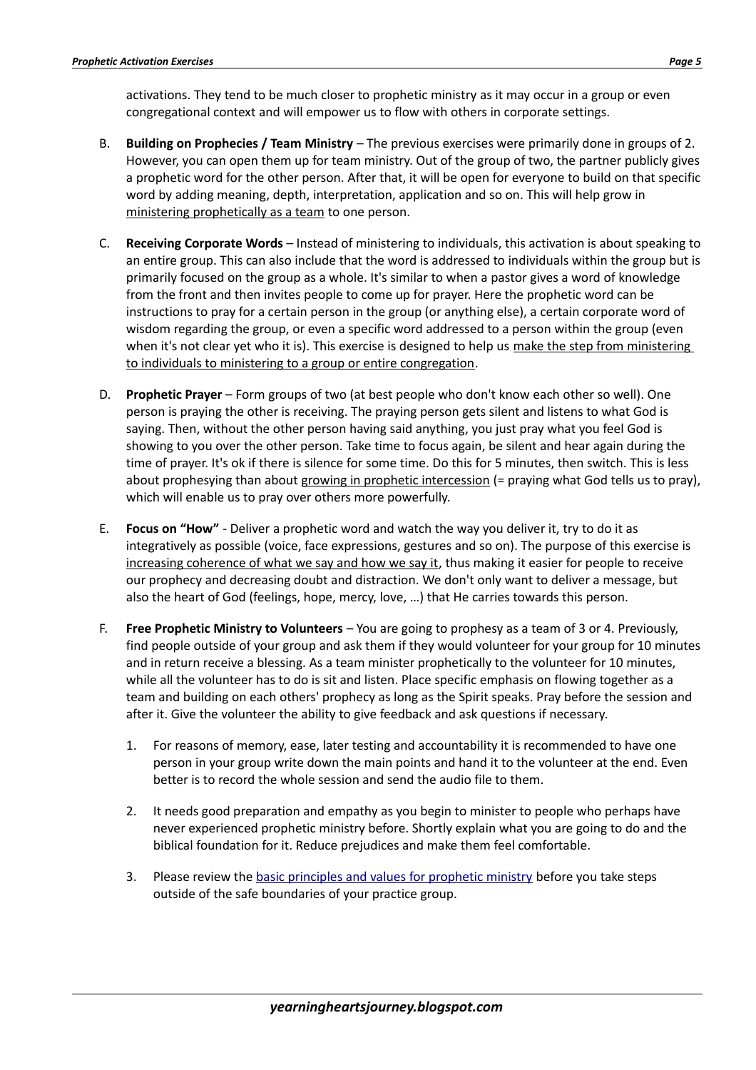activations. They tend to be much closer to prophetic ministry as it may occur in a group or even congregational context and will empower us to flow with others in corporate settings.

B. **Building on Prophecies / Team Ministry** – The previous exercises were primarily done in groups of 2. However, you can open them up for team ministry. Out of the group of two, the partner publicly gives a prophetic word for the other person. After that, it will be open for everyone to build on that specific word by adding meaning, depth, interpretation, application and so on. This will help grow in ministering prophetically as a team to one person.

C. **Receiving Corporate Words** – Instead of ministering to individuals, this activation is about speaking to an entire group. This can also include that the word is addressed to individuals within the group but is primarily focused on the group as a whole. It's similar to when a pastor gives a word of knowledge from the front and then invites people to come up for prayer. Here the prophetic word can be instructions to pray for a certain person in the group (or anything else), a certain corporate word of wisdom regarding the group, or even a specific word addressed to a person within the group (even when it's not clear yet who it is). This exercise is designed to help us make the step from ministering to individuals to ministering to a group or entire congregation.

D. **Prophetic Prayer** – Form groups of two (at best people who don't know each other so well). One person is praying the other is receiving. The praying person gets silent and listens to what God is saying. Then, without the other person having said anything, you just pray what you feel God is showing to you over the other person. Take time to focus again, be silent and hear again during the time of prayer. It's ok if there is silence for some time. Do this for 5 minutes, then switch. This is less about prophesying than about growing in prophetic intercession (= praying what God tells us to pray), which will enable us to pray over others more powerfully.

E. **Focus on "How"** - Deliver a prophetic word and watch the way you deliver it, try to do it as integratively as possible (voice, face expressions, gestures and so on). The purpose of this exercise is increasing coherence of what we say and how we say it, thus making it easier for people to receive our prophecy and decreasing doubt and distraction. We don't only want to deliver a message, but also the heart of God (feelings, hope, mercy, love, …) that He carries towards this person.

F. **Free Prophetic Ministry to Volunteers** – You are going to prophesy as a team of 3 or 4. Previously, find people outside of your group and ask them if they would volunteer for your group for 10 minutes and in return receive a blessing. As a team minister prophetically to the volunteer for 10 minutes, while all the volunteer has to do is sit and listen. Place specific emphasis on flowing together as a team and building on each others' prophecy as long as the Spirit speaks. Pray before the session and after it. Give the volunteer the ability to give feedback and ask questions if necessary.

   1. For reasons of memory, ease, later testing and accountability it is recommended to have one person in your group write down the main points and hand it to the volunteer at the end. Even better is to record the whole session and send the audio file to them.

   2. It needs good preparation and empathy as you begin to minister to people who perhaps have never experienced prophetic ministry before. Shortly explain what you are going to do and the biblical foundation for it. Reduce prejudices and make them feel comfortable.

   3. Please review the basic principles and values for prophetic ministry before you take steps outside of the safe boundaries of your practice group.